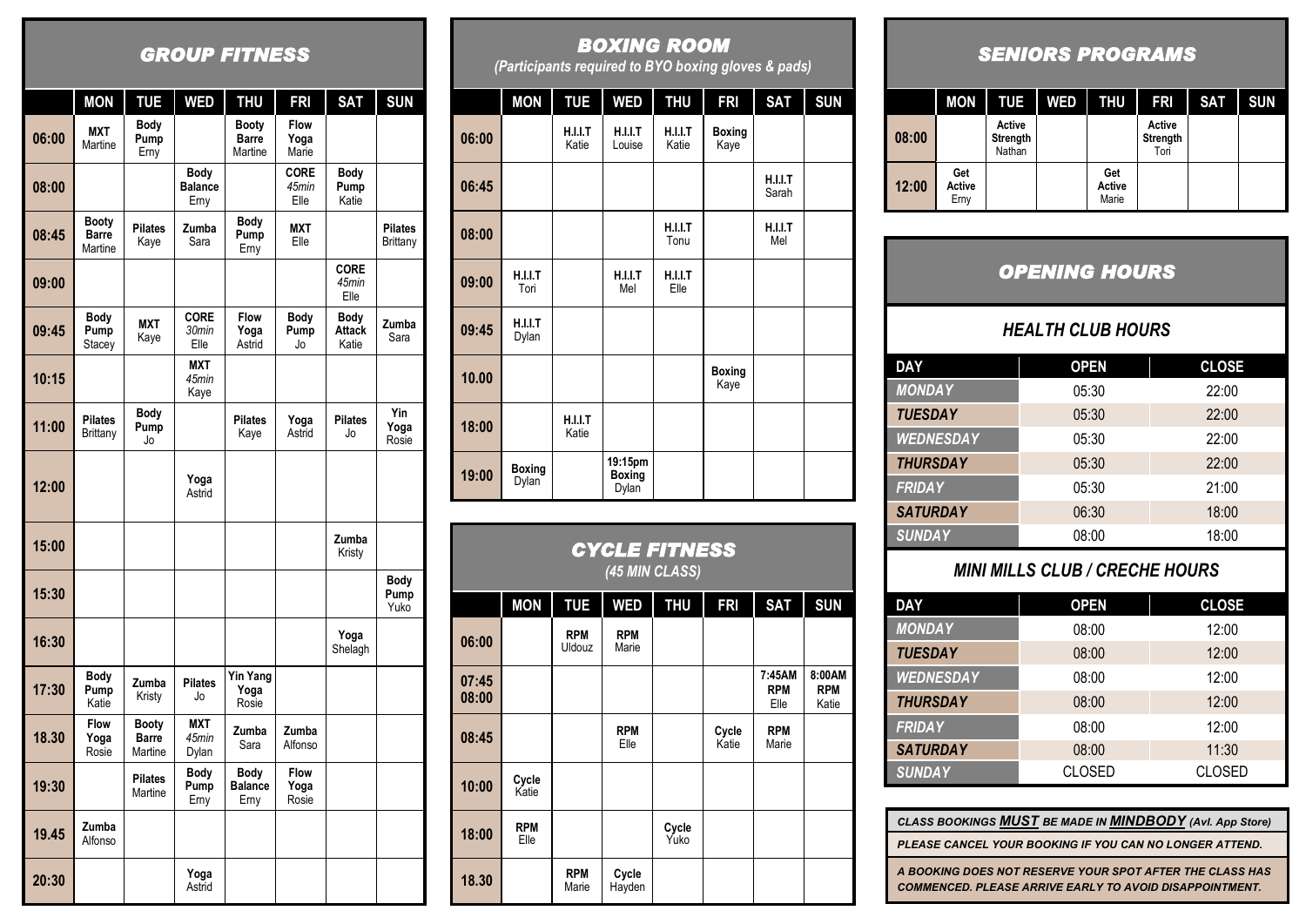## GROUP FITNESS

| | MON | TUE | WED | THU | FRI | SAT | SUN |
|---|---|---|---|---|---|---|---|
| 06:00 | MXT Martine | Body Pump Erny | | Booty Barre Martine | Flow Yoga Marie | | |
| 08:00 | | | Body Balance Erny | | CORE *45min* Elle | Body Pump Katie | |
| 08:45 | Booty Barre Martine | Pilates Kaye | Zumba Sara | Body Pump Erny | MXT Elle | | Pilates Brittany |
| 09:00 | | | | | | CORE *45min* Elle | |
| 09:45 | Body Pump Stacey | MXT Kaye | CORE *30min* Elle | Flow Yoga Astrid | Body Pump Jo | Body Attack Katie | Zumba Sara |
| 10:15 | | | MXT *45min* Kaye | | | | |
| 11:00 | Pilates Brittany | Body Pump Jo | | Pilates Kaye | Yoga Astrid | Pilates Jo | Yin Yoga Rosie |
| 12:00 | | | Yoga Astrid | | | | |
| 15:00 | | | | | | Zumba Kristy | |
| 15:30 | | | | | | | Body Pump Yuko |
| 16:30 | | | | | | Yoga Shelagh | |
| 17:30 | Body Pump Katie | Zumba Kristy | Pilates Jo | Yin Yang Yoga Rosie | | | |
| 18.30 | Flow Yoga Rosie | Booty Barre Martine | MXT *45min* Dylan | Zumba Sara | Zumba Alfonso | | |
| 19:30 | | Pilates Martine | Body Pump Erny | Body Balance Erny | Flow Yoga Rosie | | |
| 19.45 | Zumba Alfonso | | | | | | |
| 20:30 | | | Yoga Astrid | | | | |

## BOXING ROOM

*(Participants required to BYO boxing gloves & pads)*

| | MON | TUE | WED | THU | FRI | SAT | SUN |
|---|---|---|---|---|---|---|---|
| 06:00 | | H.I.I.T Katie | H.I.I.T Louise | H.I.I.T Katie | Boxing Kaye | | |
| 06:45 | | | | | | H.I.I.T Sarah | |
| 08:00 | | | | H.I.I.T Tonu | | H.I.I.T Mel | |
| 09:00 | H.I.I.T Tori | | H.I.I.T Mel | H.I.I.T Elle | | | |
| 09:45 | H.I.I.T Dylan | | | | | | |
| 10.00 | | | | | Boxing Kaye | | |
| 18:00 | | H.I.I.T Katie | | | | | |
| 19:00 | Boxing Dylan | | 19:15pm Boxing Dylan | | | | |

## CYCLE FITNESS

*(45 MIN CLASS)*

| | MON | TUE | WED | THU | FRI | SAT | SUN |
|---|---|---|---|---|---|---|---|
| 06:00 | | RPM Uldouz | RPM Marie | | | | |
| 07:45 08:00 | | | | | | 7:45AM RPM Elle | 8:00AM RPM Katie |
| 08:45 | | | RPM Elle | | Cycle Katie | RPM Marie | |
| 10:00 | Cycle Katie | | | | | | |
| 18:00 | RPM Elle | | | Cycle Yuko | | | |
| 18.30 | | RPM Marie | Cycle Hayden | | | | |

## SENIORS PROGRAMS

| | MON | TUE | WED | THU | FRI | SAT | SUN |
|---|---|---|---|---|---|---|---|
| 08:00 | | Active Strength Nathan | | | Active Strength Tori | | |
| 12:00 | Get Active Erny | | | Get Active Marie | | | |

## OPENING HOURS

### HEALTH CLUB HOURS

| DAY | OPEN | CLOSE |
|---|---|---|
| MONDAY | 05:30 | 22:00 |
| TUESDAY | 05:30 | 22:00 |
| WEDNESDAY | 05:30 | 22:00 |
| THURSDAY | 05:30 | 22:00 |
| FRIDAY | 05:30 | 21:00 |
| SATURDAY | 06:30 | 18:00 |
| SUNDAY | 08:00 | 18:00 |

### MINI MILLS CLUB / CRECHE HOURS

| DAY | OPEN | CLOSE |
|---|---|---|
| MONDAY | 08:00 | 12:00 |
| TUESDAY | 08:00 | 12:00 |
| WEDNESDAY | 08:00 | 12:00 |
| THURSDAY | 08:00 | 12:00 |
| FRIDAY | 08:00 | 12:00 |
| SATURDAY | 08:00 | 11:30 |
| SUNDAY | CLOSED | CLOSED |

*CLASS BOOKINGS **MUST** BE MADE IN **MINDBODY** (Avl. App Store)*

*PLEASE CANCEL YOUR BOOKING IF YOU CAN NO LONGER ATTEND.*

*A BOOKING DOES NOT RESERVE YOUR SPOT AFTER THE CLASS HAS COMMENCED. PLEASE ARRIVE EARLY TO AVOID DISAPPOINTMENT.*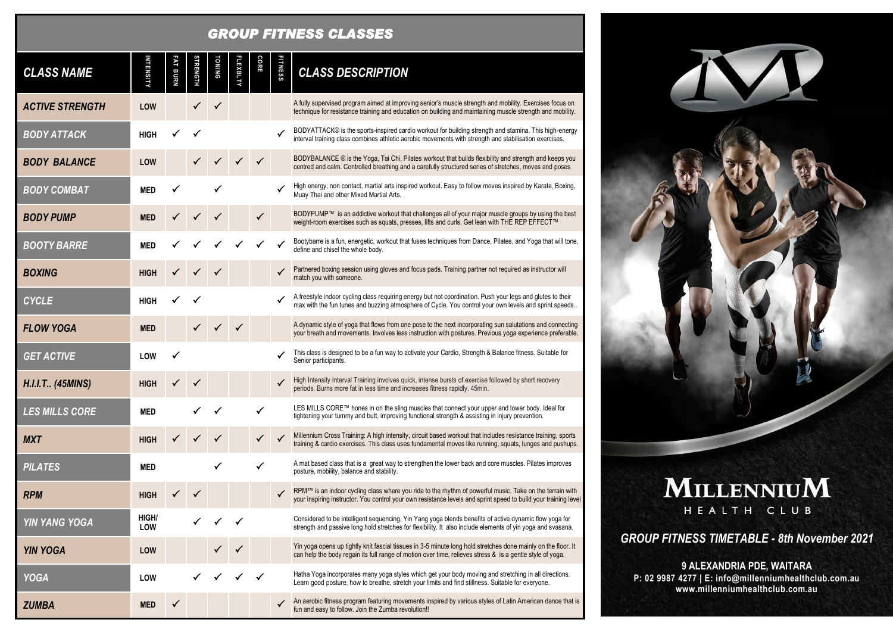# GROUP FITNESS CLASSES

| CLASS NAME | INTENSITY | FAT BURN | STRENGTH | TONING | FLEXBLTY | CORE | FITNESS | CLASS DESCRIPTION |
|---|---|---|---|---|---|---|---|---|
| ACTIVE STRENGTH | LOW | | ✓ | ✓ | | | | A fully supervised program aimed at improving senior's muscle strength and mobility. Exercises focus on technique for resistance training and education on building and maintaining muscle strength and mobility. |
| BODY ATTACK | HIGH | ✓ | ✓ | | | | ✓ | BODYATTACK® is the sports-inspired cardio workout for building strength and stamina. This high-energy interval training class combines athletic aerobic movements with strength and stabilisation exercises. |
| BODY BALANCE | LOW | | ✓ | ✓ | ✓ | ✓ | | BODYBALANCE ® is the Yoga, Tai Chi, Pilates workout that builds flexibility and strength and keeps you centred and calm. Controlled breathing and a carefully structured series of stretches, moves and poses |
| BODY COMBAT | MED | ✓ | | ✓ | | | ✓ | High energy, non contact, martial arts inspired workout. Easy to follow moves inspired by Karate, Boxing, Muay Thai and other Mixed Martial Arts. |
| BODY PUMP | MED | ✓ | ✓ | ✓ | | ✓ | | BODYPUMP™ is an addictive workout that challenges all of your major muscle groups by using the best weight-room exercises such as squats, presses, lifts and curls. Get lean with THE REP EFFECT™ |
| BOOTY BARRE | MED | ✓ | ✓ | ✓ | ✓ | ✓ | ✓ | Bootybarre is a fun, energetic, workout that fuses techniques from Dance, Pilates, and Yoga that will tone, define and chisel the whole body. |
| BOXING | HIGH | ✓ | ✓ | ✓ | | | ✓ | Partnered boxing session using gloves and focus pads. Training partner not required as instructor will match you with someone. |
| CYCLE | HIGH | ✓ | ✓ | | | | ✓ | A freestyle indoor cycling class requiring energy but not coordination. Push your legs and glutes to their max with the fun tunes and buzzing atmosphere of Cycle. You control your own levels and sprint speeds.. |
| FLOW YOGA | MED | | ✓ | ✓ | ✓ | | | A dynamic style of yoga that flows from one pose to the next incorporating sun salutations and connecting your breath and movements. Involves less instruction with postures. Previous yoga experience preferable. |
| GET ACTIVE | LOW | ✓ | | | | | ✓ | This class is designed to be a fun way to activate your Cardio, Strength & Balance fitness. Suitable for Senior participants. |
| H.I.I.T.. (45MINS) | HIGH | ✓ | ✓ | | | | ✓ | High Intensity Interval Training involves quick, intense bursts of exercise followed by short recovery periods. Burns more fat in less time and increases fitness rapidly. 45min. |
| LES MILLS CORE | MED | | ✓ | ✓ | | ✓ | | LES MILLS CORE™ hones in on the sling muscles that connect your upper and lower body. Ideal for tightening your tummy and butt, improving functional strength & assisting in injury prevention. |
| MXT | HIGH | ✓ | ✓ | ✓ | | ✓ | ✓ | Millennium Cross Training: A high intensity, circuit based workout that includes resistance training, sports training & cardio exercises. This class uses fundamental moves like running, squats, lunges and pushups. |
| PILATES | MED | | | ✓ | | ✓ | | A mat based class that is a great way to strengthen the lower back and core muscles. Pilates improves posture, mobility, balance and stability. |
| RPM | HIGH | ✓ | ✓ | | | | ✓ | RPM™ is an indoor cycling class where you ride to the rhythm of powerful music. Take on the terrain with your inspiring instructor. You control your own resistance levels and sprint speed to build your training level |
| YIN YANG YOGA | HIGH/ LOW | | ✓ | ✓ | ✓ | | | Considered to be intelligent sequencing, Yin Yang yoga blends benefits of active dynamic flow yoga for strength and passive long hold stretches for flexibility. It also include elements of yin yoga and svasana. |
| YIN YOGA | LOW | | | ✓ | ✓ | | | Yin yoga opens up tightly knit fascial tissues in 3-5 minute long hold stretches done mainly on the floor. It can help the body regain its full range of motion over time, relieves stress & is a gentle style of yoga. |
| YOGA | LOW | | ✓ | ✓ | ✓ | ✓ | | Hatha Yoga incorporates many yoga styles which get your body moving and stretching in all directions. Learn good posture, how to breathe, stretch your limits and find stillness. Suitable for everyone. |
| ZUMBA | MED | ✓ | | | | | ✓ | An aerobic fitness program featuring movements inspired by various styles of Latin American dance that is fun and easy to follow. Join the Zumba revolution!! |

# MILLENNIUM
HEALTH CLUB

*GROUP FITNESS TIMETABLE - 8th November 2021*

**9 ALEXANDRIA PDE, WAITARA**
**P: 02 9987 4277 | E: info@millenniumhealthclub.com.au**
**www.millenniumhealthclub.com.au**